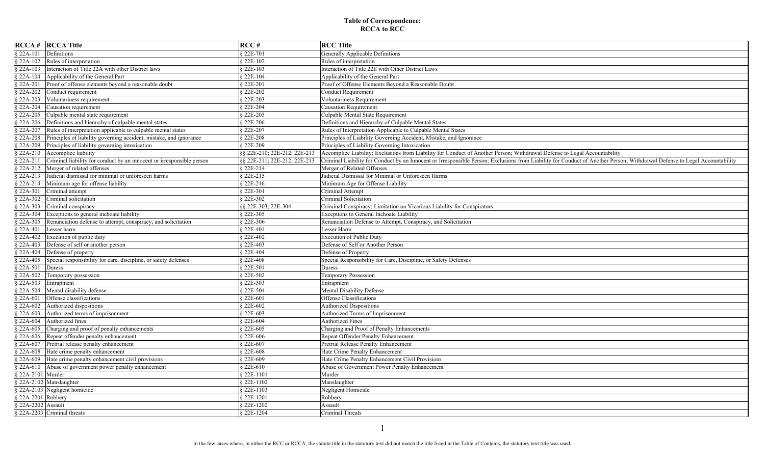# Table of Correspondence:
# RCCA to RCC

| RCCA # | RCCA Title | RCC # | RCC Title |
|---|---|---|---|
| § 22A-101 | Definitions | § 22E-701 | Generally Applicable Definitions |
| § 22A-102 | Rules of interpretation | § 22E-102 | Rules of interpretation |
| § 22A-103 | Interaction of Title 22A with other District laws | § 22E-103 | Interaction of Title 22E with Other District Laws |
| § 22A-104 | Applicability of the General Part | § 22E-104 | Applicability of the General Part |
| § 22A-201 | Proof of offense elements beyond a reasonable doubt | § 22E-201 | Proof of Offense Elements Beyond a Reasonable Doubt |
| § 22A-202 | Conduct requirement | § 22E-202 | Conduct Requirement |
| § 22A-203 | Voluntariness requirement | § 22E-203 | Voluntariness Requirement |
| § 22A-204 | Causation requirement | § 22E-204 | Causation Requirement |
| § 22A-205 | Culpable mental state requirement | § 22E-205 | Culpable Mental State Requirement |
| § 22A-206 | Definitions and hierarchy of culpable mental states | § 22E-206 | Definitions and Hierarchy of Culpable Mental States |
| § 22A-207 | Rules of interpretation applicable to culpable mental states | § 22E-207 | Rules of Interpretation Applicable to Culpable Mental States |
| § 22A-208 | Principles of liability governing accident, mistake, and ignorance | § 22E-208 | Principles of Liability Governing Accident, Mistake, and Ignorance |
| § 22A-209 | Principles of liability governing intoxication | § 22E-209 | Principles of Liability Governing Intoxication |
| § 22A-210 | Accomplice liability | §§ 22E-210; 22E-212; 22E-213 | Accomplice Liability; Exclusions from Liability for Conduct of Another Person; Withdrawal Defense to Legal Accountability |
| § 22A-211 | Criminal liability for conduct by an innocent or irresponsible person | §§ 22E-211; 22E-212; 22E-213 | Criminal Liability for Conduct by an Innocent or Irresponsible Person; Exclusions from Liability for Conduct of Another Person; Withdrawal Defense to Legal Accountability |
| § 22A-212 | Merger of related offenses | § 22E-214 | Merger of Related Offenses |
| § 22A-213 | Judicial dismissal for minimal or unforeseen harms | § 22E-215 | Judicial Dismissal for Minimal or Unforeseen Harms |
| § 22A-214 | Minimum age for offense liability | § 22E-216 | Minimum Age for Offense Liability |
| § 22A-301 | Criminal attempt | § 22E-301 | Criminal Attempt |
| § 22A-302 | Criminal solicitation | § 22E-302 | Criminal Solicitation |
| § 22A-303 | Criminal conspiracy | §§ 22E-303; 22E-304 | Criminal Conspiracy; Limitation on Vicarious Liability for Conspirators |
| § 22A-304 | Exceptions to general inchoate liability | § 22E-305 | Exceptions to General Inchoate Liability |
| § 22A-305 | Renunciation defense to attempt, conspiracy, and solicitation | § 22E-306 | Renunciation Defense to Attempt, Conspiracy, and Solicitation |
| § 22A-401 | Lesser harm | § 22E-401 | Lesser Harm |
| § 22A-402 | Execution of public duty | § 22E-402 | Execution of Public Duty |
| § 22A-403 | Defense of self or another person | § 22E-403 | Defense of Self or Another Person |
| § 22A-404 | Defense of property | § 22E-404 | Defense of Property |
| § 22A-405 | Special responsibility for care, discipline, or safety defenses | § 22E-408 | Special Responsibility for Care, Discipline, or Safety Defenses |
| § 22A-501 | Duress | § 22E-501 | Duress |
| § 22A-502 | Temporary possession | § 22E-502 | Temporary Possession |
| § 22A-503 | Entrapment | § 22E-503 | Entrapment |
| § 22A-504 | Mental disability defense | § 22E-504 | Mental Disability Defense |
| § 22A-601 | Offense classifications | § 22E-601 | Offense Classifications |
| § 22A-602 | Authorized dispositions | § 22E-602 | Authorized Dispositions |
| § 22A-603 | Authorized terms of imprisonment | § 22E-603 | Authorized Terms of Imprisonment |
| § 22A-604 | Authorized fines | § 22E-604 | Authorized Fines |
| § 22A-605 | Charging and proof of penalty enhancements | § 22E-605 | Charging and Proof of Penalty Enhancements |
| § 22A-606 | Repeat offender penalty enhancement | § 22E-606 | Repeat Offender Penalty Enhancement |
| § 22A-607 | Pretrial release penalty enhancement | § 22E-607 | Pretrial Release Penalty Enhancement |
| § 22A-608 | Hate crime penalty enhancement | § 22E-608 | Hate Crime Penalty Enhancement |
| § 22A-609 | Hate crime penalty enhancement civil provisions | § 22E-609 | Hate Crime Penalty Enhancement Civil Provisions |
| § 22A-610 | Abuse of government power penalty enhancement | § 22E-610 | Abuse of Government Power Penalty Enhancement |
| § 22A-2101 | Murder | § 22E-1101 | Murder |
| § 22A-2102 | Manslaughter | § 22E-1102 | Manslaughter |
| § 22A-2103 | Negligent homicide | § 22E-1103 | Negligent Homicide |
| § 22A-2201 | Robbery | § 22E-1201 | Robbery |
| § 22A-2202 | Assault | § 22E-1202 | Assault |
| § 22A-2203 | Criminal threats | § 22E-1204 | Criminal Threats |

In the few cases where, in either the RCC or RCCA, the statute title in the statutory text did not match the title listed in the Table of Contents, the statutory text title was used.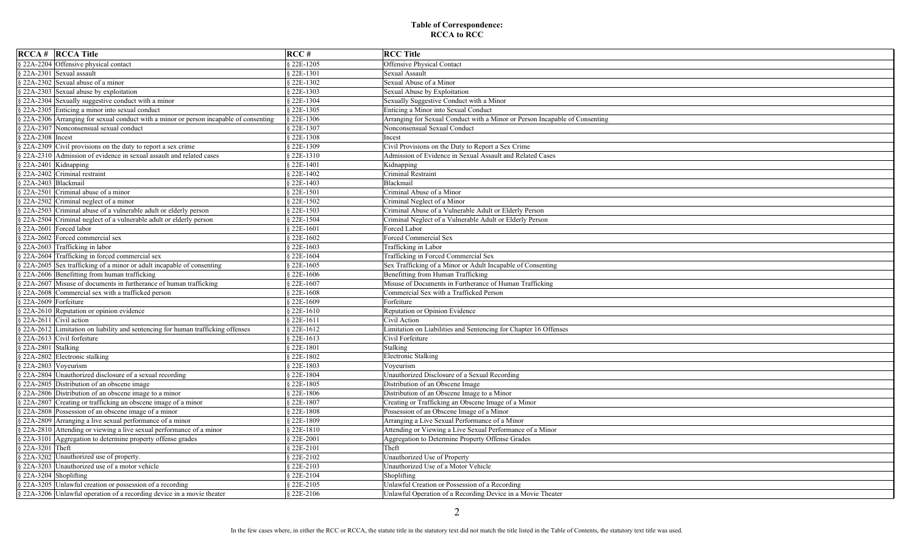# Table of Correspondence: RCCA to RCC

| RCCA # | RCCA Title | RCC # | RCC Title |
|---|---|---|---|
| § 22A-2204 | Offensive physical contact | § 22E-1205 | Offensive Physical Contact |
| § 22A-2301 | Sexual assault | § 22E-1301 | Sexual Assault |
| § 22A-2302 | Sexual abuse of a minor | § 22E-1302 | Sexual Abuse of a Minor |
| § 22A-2303 | Sexual abuse by exploitation | § 22E-1303 | Sexual Abuse by Exploitation |
| § 22A-2304 | Sexually suggestive conduct with a minor | § 22E-1304 | Sexually Suggestive Conduct with a Minor |
| § 22A-2305 | Enticing a minor into sexual conduct | § 22E-1305 | Enticing a Minor into Sexual Conduct |
| § 22A-2306 | Arranging for sexual conduct with a minor or person incapable of consenting | § 22E-1306 | Arranging for Sexual Conduct with a Minor or Person Incapable of Consenting |
| § 22A-2307 | Nonconsensual sexual conduct | § 22E-1307 | Nonconsensual Sexual Conduct |
| § 22A-2308 | Incest | § 22E-1308 | Incest |
| § 22A-2309 | Civil provisions on the duty to report a sex crime | § 22E-1309 | Civil Provisions on the Duty to Report a Sex Crime |
| § 22A-2310 | Admission of evidence in sexual assault and related cases | § 22E-1310 | Admission of Evidence in Sexual Assault and Related Cases |
| § 22A-2401 | Kidnapping | § 22E-1401 | Kidnapping |
| § 22A-2402 | Criminal restraint | § 22E-1402 | Criminal Restraint |
| § 22A-2403 | Blackmail | § 22E-1403 | Blackmail |
| § 22A-2501 | Criminal abuse of a minor | § 22E-1501 | Criminal Abuse of a Minor |
| § 22A-2502 | Criminal neglect of a minor | § 22E-1502 | Criminal Neglect of a Minor |
| § 22A-2503 | Criminal abuse of a vulnerable adult or elderly person | § 22E-1503 | Criminal Abuse of a Vulnerable Adult or Elderly Person |
| § 22A-2504 | Criminal neglect of a vulnerable adult or elderly person | § 22E-1504 | Criminal Neglect of a Vulnerable Adult or Elderly Person |
| § 22A-2601 | Forced labor | § 22E-1601 | Forced Labor |
| § 22A-2602 | Forced commercial sex | § 22E-1602 | Forced Commercial Sex |
| § 22A-2603 | Trafficking in labor | § 22E-1603 | Trafficking in Labor |
| § 22A-2604 | Trafficking in forced commercial sex | § 22E-1604 | Trafficking in Forced Commercial Sex |
| § 22A-2605 | Sex trafficking of a minor or adult incapable of consenting | § 22E-1605 | Sex Trafficking of a Minor or Adult Incapable of Consenting |
| § 22A-2606 | Benefitting from human trafficking | § 22E-1606 | Benefitting from Human Trafficking |
| § 22A-2607 | Misuse of documents in furtherance of human trafficking | § 22E-1607 | Misuse of Documents in Furtherance of Human Trafficking |
| § 22A-2608 | Commercial sex with a trafficked person | § 22E-1608 | Commercial Sex with a Trafficked Person |
| § 22A-2609 | Forfeiture | § 22E-1609 | Forfeiture |
| § 22A-2610 | Reputation or opinion evidence | § 22E-1610 | Reputation or Opinion Evidence |
| § 22A-2611 | Civil action | § 22E-1611 | Civil Action |
| § 22A-2612 | Limitation on liability and sentencing for human trafficking offenses | § 22E-1612 | Limitation on Liabilities and Sentencing for Chapter 16 Offenses |
| § 22A-2613 | Civil forfeiture | § 22E-1613 | Civil Forfeiture |
| § 22A-2801 | Stalking | § 22E-1801 | Stalking |
| § 22A-2802 | Electronic stalking | § 22E-1802 | Electronic Stalking |
| § 22A-2803 | Voyeurism | § 22E-1803 | Voyeurism |
| § 22A-2804 | Unauthorized disclosure of a sexual recording | § 22E-1804 | Unauthorized Disclosure of a Sexual Recording |
| § 22A-2805 | Distribution of an obscene image | § 22E-1805 | Distribution of an Obscene Image |
| § 22A-2806 | Distribution of an obscene image to a minor | § 22E-1806 | Distribution of an Obscene Image to a Minor |
| § 22A-2807 | Creating or trafficking an obscene image of a minor | § 22E-1807 | Creating or Trafficking an Obscene Image of a Minor |
| § 22A-2808 | Possession of an obscene image of a minor | § 22E-1808 | Possession of an Obscene Image of a Minor |
| § 22A-2809 | Arranging a live sexual performance of a minor | § 22E-1809 | Arranging a Live Sexual Performance of a Minor |
| § 22A-2810 | Attending or viewing a live sexual performance of a minor | § 22E-1810 | Attending or Viewing a Live Sexual Performance of a Minor |
| § 22A-3101 | Aggregation to determine property offense grades | § 22E-2001 | Aggregation to Determine Property Offense Grades |
| § 22A-3201 | Theft | § 22E-2101 | Theft |
| § 22A-3202 | Unauthorized use of property. | § 22E-2102 | Unauthorized Use of Property |
| § 22A-3203 | Unauthorized use of a motor vehicle | § 22E-2103 | Unauthorized Use of a Motor Vehicle |
| § 22A-3204 | Shoplifting | § 22E-2104 | Shoplifting |
| § 22A-3205 | Unlawful creation or possession of a recording | § 22E-2105 | Unlawful Creation or Possession of a Recording |
| § 22A-3206 | Unlawful operation of a recording device in a movie theater | § 22E-2106 | Unlawful Operation of a Recording Device in a Movie Theater |

In the few cases where, in either the RCC or RCCA, the statute title in the statutory text did not match the title listed in the Table of Contents, the statutory text title was used.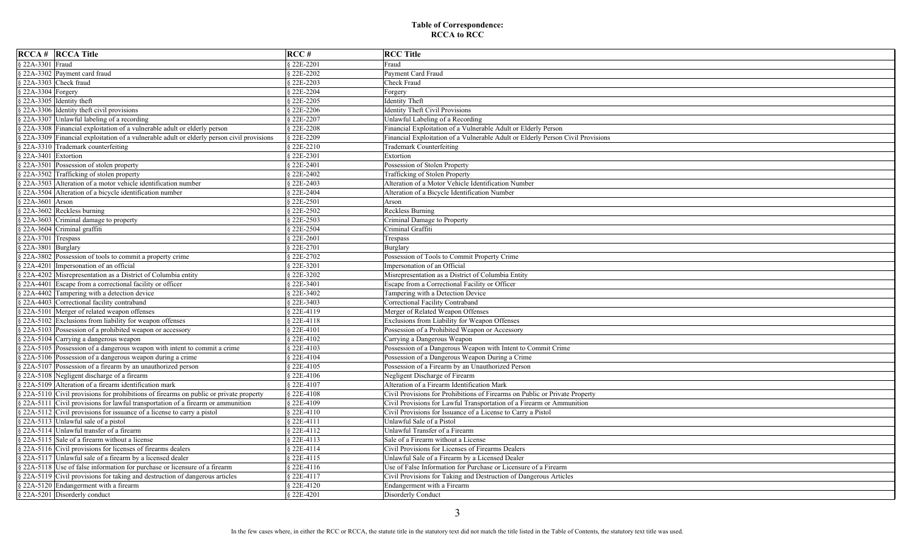## Table of Correspondence: RCCA to RCC

| RCCA # | RCCA Title | RCC # | RCC Title |
|---|---|---|---|
| § 22A-3301 | Fraud | § 22E-2201 | Fraud |
| § 22A-3302 | Payment card fraud | § 22E-2202 | Payment Card Fraud |
| § 22A-3303 | Check fraud | § 22E-2203 | Check Fraud |
| § 22A-3304 | Forgery | § 22E-2204 | Forgery |
| § 22A-3305 | Identity theft | § 22E-2205 | Identity Theft |
| § 22A-3306 | Identity theft civil provisions | § 22E-2206 | Identity Theft Civil Provisions |
| § 22A-3307 | Unlawful labeling of a recording | § 22E-2207 | Unlawful Labeling of a Recording |
| § 22A-3308 | Financial exploitation of a vulnerable adult or elderly person | § 22E-2208 | Financial Exploitation of a Vulnerable Adult or Elderly Person |
| § 22A-3309 | Financial exploitation of a vulnerable adult or elderly person civil provisions | § 22E-2209 | Financial Exploitation of a Vulnerable Adult or Elderly Person Civil Provisions |
| § 22A-3310 | Trademark counterfeiting | § 22E-2210 | Trademark Counterfeiting |
| § 22A-3401 | Extortion | § 22E-2301 | Extortion |
| § 22A-3501 | Possession of stolen property | § 22E-2401 | Possession of Stolen Property |
| § 22A-3502 | Trafficking of stolen property | § 22E-2402 | Trafficking of Stolen Property |
| § 22A-3503 | Alteration of a motor vehicle identification number | § 22E-2403 | Alteration of a Motor Vehicle Identification Number |
| § 22A-3504 | Alteration of a bicycle identification number | § 22E-2404 | Alteration of a Bicycle Identification Number |
| § 22A-3601 | Arson | § 22E-2501 | Arson |
| § 22A-3602 | Reckless burning | § 22E-2502 | Reckless Burning |
| § 22A-3603 | Criminal damage to property | § 22E-2503 | Criminal Damage to Property |
| § 22A-3604 | Criminal graffiti | § 22E-2504 | Criminal Graffiti |
| § 22A-3701 | Trespass | § 22E-2601 | Trespass |
| § 22A-3801 | Burglary | § 22E-2701 | Burglary |
| § 22A-3802 | Possession of tools to commit a property crime | § 22E-2702 | Possession of Tools to Commit Property Crime |
| § 22A-4201 | Impersonation of an official | § 22E-3201 | Impersonation of an Official |
| § 22A-4202 | Misrepresentation as a District of Columbia entity | § 22E-3202 | Misrepresentation as a District of Columbia Entity |
| § 22A-4401 | Escape from a correctional facility or officer | § 22E-3401 | Escape from a Correctional Facility or Officer |
| § 22A-4402 | Tampering with a detection device | § 22E-3402 | Tampering with a Detection Device |
| § 22A-4403 | Correctional facility contraband | § 22E-3403 | Correctional Facility Contraband |
| § 22A-5101 | Merger of related weapon offenses | § 22E-4119 | Merger of Related Weapon Offenses |
| § 22A-5102 | Exclusions from liability for weapon offenses | § 22E-4118 | Exclusions from Liability for Weapon Offenses |
| § 22A-5103 | Possession of a prohibited weapon or accessory | § 22E-4101 | Possession of a Prohibited Weapon or Accessory |
| § 22A-5104 | Carrying a dangerous weapon | § 22E-4102 | Carrying a Dangerous Weapon |
| § 22A-5105 | Possession of a dangerous weapon with intent to commit a crime | § 22E-4103 | Possession of a Dangerous Weapon with Intent to Commit Crime |
| § 22A-5106 | Possession of a dangerous weapon during a crime | § 22E-4104 | Possession of a Dangerous Weapon During a Crime |
| § 22A-5107 | Possession of a firearm by an unauthorized person | § 22E-4105 | Possession of a Firearm by an Unauthorized Person |
| § 22A-5108 | Negligent discharge of a firearm | § 22E-4106 | Negligent Discharge of Firearm |
| § 22A-5109 | Alteration of a firearm identification mark | § 22E-4107 | Alteration of a Firearm Identification Mark |
| § 22A-5110 | Civil provisions for prohibitions of firearms on public or private property | § 22E-4108 | Civil Provisions for Prohibitions of Firearms on Public or Private Property |
| § 22A-5111 | Civil provisions for lawful transportation of a firearm or ammunition | § 22E-4109 | Civil Provisions for Lawful Transportation of a Firearm or Ammunition |
| § 22A-5112 | Civil provisions for issuance of a license to carry a pistol | § 22E-4110 | Civil Provisions for Issuance of a License to Carry a Pistol |
| § 22A-5113 | Unlawful sale of a pistol | § 22E-4111 | Unlawful Sale of a Pistol |
| § 22A-5114 | Unlawful transfer of a firearm | § 22E-4112 | Unlawful Transfer of a Firearm |
| § 22A-5115 | Sale of a firearm without a license | § 22E-4113 | Sale of a Firearm without a License |
| § 22A-5116 | Civil provisions for licenses of firearms dealers | § 22E-4114 | Civil Provisions for Licenses of Firearms Dealers |
| § 22A-5117 | Unlawful sale of a firearm by a licensed dealer | § 22E-4115 | Unlawful Sale of a Firearm by a Licensed Dealer |
| § 22A-5118 | Use of false information for purchase or licensure of a firearm | § 22E-4116 | Use of False Information for Purchase or Licensure of a Firearm |
| § 22A-5119 | Civil provisions for taking and destruction of dangerous articles | § 22E-4117 | Civil Provisions for Taking and Destruction of Dangerous Articles |
| § 22A-5120 | Endangerment with a firearm | § 22E-4120 | Endangerment with a Firearm |
| § 22A-5201 | Disorderly conduct | § 22E-4201 | Disorderly Conduct |

In the few cases where, in either the RCC or RCCA, the statute title in the statutory text did not match the title listed in the Table of Contents, the statutory text title was used.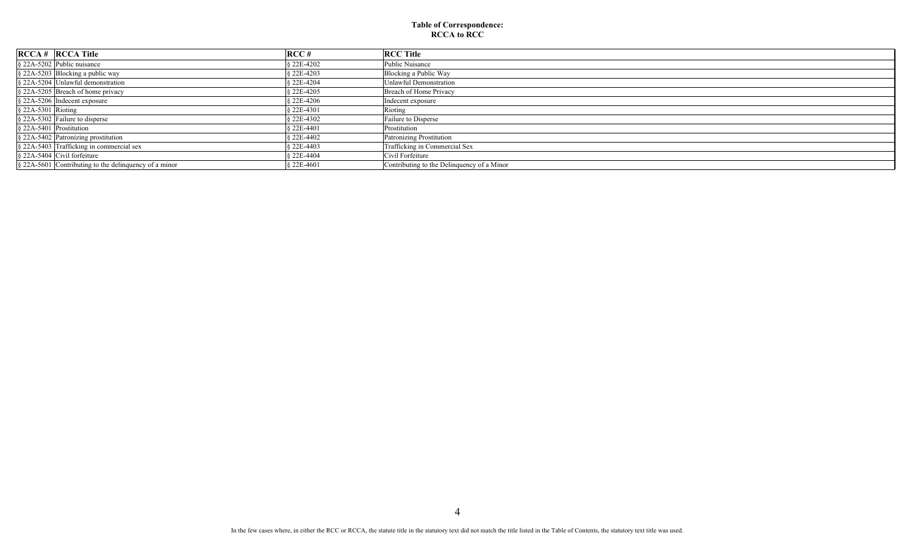**Table of Correspondence:**
**RCCA to RCC**

| RCCA # | RCCA Title | RCC # | RCC Title |
|---|---|---|---|
| § 22A-5202 | Public nuisance | § 22E-4202 | Public Nuisance |
| § 22A-5203 | Blocking a public way | § 22E-4203 | Blocking a Public Way |
| § 22A-5204 | Unlawful demonstration | § 22E-4204 | Unlawful Demonstration |
| § 22A-5205 | Breach of home privacy | § 22E-4205 | Breach of Home Privacy |
| § 22A-5206 | Indecent exposure | § 22E-4206 | Indecent exposure |
| § 22A-5301 | Rioting | § 22E-4301 | Rioting |
| § 22A-5302 | Failure to disperse | § 22E-4302 | Failure to Disperse |
| § 22A-5401 | Prostitution | § 22E-4401 | Prostitution |
| § 22A-5402 | Patronizing prostitution | § 22E-4402 | Patronizing Prostitution |
| § 22A-5403 | Trafficking in commercial sex | § 22E-4403 | Trafficking in Commercial Sex |
| § 22A-5404 | Civil forfeiture | § 22E-4404 | Civil Forfeiture |
| § 22A-5601 | Contributing to the delinquency of a minor | § 22E-4601 | Contributing to the Delinquency of a Minor |

In the few cases where, in either the RCC or RCCA, the statute title in the statutory text did not match the title listed in the Table of Contents, the statutory text title was used.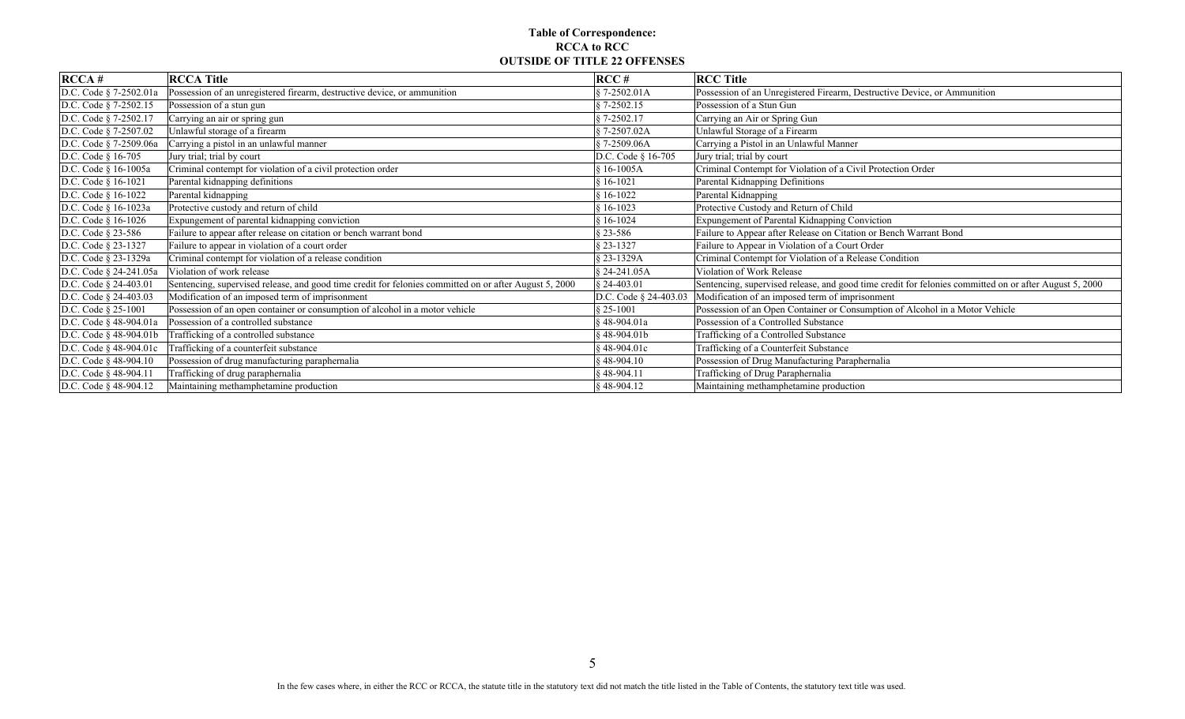**Table of Correspondence:**
**RCCA to RCC**
**OUTSIDE OF TITLE 22 OFFENSES**

| RCCA # | RCCA Title | RCC # | RCC Title |
|---|---|---|---|
| D.C. Code § 7-2502.01a | Possession of an unregistered firearm, destructive device, or ammunition | § 7-2502.01A | Possession of an Unregistered Firearm, Destructive Device, or Ammunition |
| D.C. Code § 7-2502.15 | Possession of a stun gun | § 7-2502.15 | Possession of a Stun Gun |
| D.C. Code § 7-2502.17 | Carrying an air or spring gun | § 7-2502.17 | Carrying an Air or Spring Gun |
| D.C. Code § 7-2507.02 | Unlawful storage of a firearm | § 7-2507.02A | Unlawful Storage of a Firearm |
| D.C. Code § 7-2509.06a | Carrying a pistol in an unlawful manner | § 7-2509.06A | Carrying a Pistol in an Unlawful Manner |
| D.C. Code § 16-705 | Jury trial; trial by court | D.C. Code § 16-705 | Jury trial; trial by court |
| D.C. Code § 16-1005a | Criminal contempt for violation of a civil protection order | § 16-1005A | Criminal Contempt for Violation of a Civil Protection Order |
| D.C. Code § 16-1021 | Parental kidnapping definitions | § 16-1021 | Parental Kidnapping Definitions |
| D.C. Code § 16-1022 | Parental kidnapping | § 16-1022 | Parental Kidnapping |
| D.C. Code § 16-1023a | Protective custody and return of child | § 16-1023 | Protective Custody and Return of Child |
| D.C. Code § 16-1026 | Expungement of parental kidnapping conviction | § 16-1024 | Expungement of Parental Kidnapping Conviction |
| D.C. Code § 23-586 | Failure to appear after release on citation or bench warrant bond | § 23-586 | Failure to Appear after Release on Citation or Bench Warrant Bond |
| D.C. Code § 23-1327 | Failure to appear in violation of a court order | § 23-1327 | Failure to Appear in Violation of a Court Order |
| D.C. Code § 23-1329a | Criminal contempt for violation of a release condition | § 23-1329A | Criminal Contempt for Violation of a Release Condition |
| D.C. Code § 24-241.05a | Violation of work release | § 24-241.05A | Violation of Work Release |
| D.C. Code § 24-403.01 | Sentencing, supervised release, and good time credit for felonies committed on or after August 5, 2000 | § 24-403.01 | Sentencing, supervised release, and good time credit for felonies committed on or after August 5, 2000 |
| D.C. Code § 24-403.03 | Modification of an imposed term of imprisonment | D.C. Code § 24-403.03 | Modification of an imposed term of imprisonment |
| D.C. Code § 25-1001 | Possession of an open container or consumption of alcohol in a motor vehicle | § 25-1001 | Possession of an Open Container or Consumption of Alcohol in a Motor Vehicle |
| D.C. Code § 48-904.01a | Possession of a controlled substance | § 48-904.01a | Possession of a Controlled Substance |
| D.C. Code § 48-904.01b | Trafficking of a controlled substance | § 48-904.01b | Trafficking of a Controlled Substance |
| D.C. Code § 48-904.01c | Trafficking of a counterfeit substance | § 48-904.01c | Trafficking of a Counterfeit Substance |
| D.C. Code § 48-904.10 | Possession of drug manufacturing paraphernalia | § 48-904.10 | Possession of Drug Manufacturing Paraphernalia |
| D.C. Code § 48-904.11 | Trafficking of drug paraphernalia | § 48-904.11 | Trafficking of Drug Paraphernalia |
| D.C. Code § 48-904.12 | Maintaining methamphetamine production | § 48-904.12 | Maintaining methamphetamine production |

In the few cases where, in either the RCC or RCCA, the statute title in the statutory text did not match the title listed in the Table of Contents, the statutory text title was used.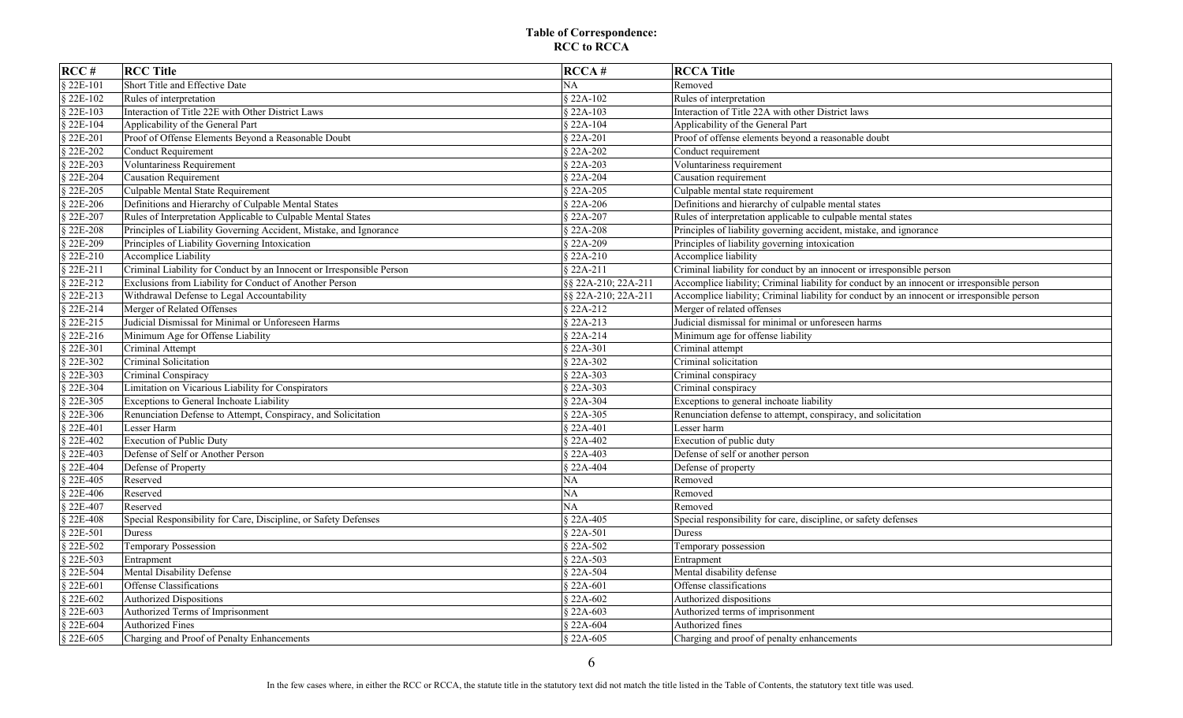**Table of Correspondence:**
**RCC to RCCA**

| RCC # | RCC Title | RCCA # | RCCA Title |
|---|---|---|---|
| § 22E-101 | Short Title and Effective Date | NA | Removed |
| § 22E-102 | Rules of interpretation | § 22A-102 | Rules of interpretation |
| § 22E-103 | Interaction of Title 22E with Other District Laws | § 22A-103 | Interaction of Title 22A with other District laws |
| § 22E-104 | Applicability of the General Part | § 22A-104 | Applicability of the General Part |
| § 22E-201 | Proof of Offense Elements Beyond a Reasonable Doubt | § 22A-201 | Proof of offense elements beyond a reasonable doubt |
| § 22E-202 | Conduct Requirement | § 22A-202 | Conduct requirement |
| § 22E-203 | Voluntariness Requirement | § 22A-203 | Voluntariness requirement |
| § 22E-204 | Causation Requirement | § 22A-204 | Causation requirement |
| § 22E-205 | Culpable Mental State Requirement | § 22A-205 | Culpable mental state requirement |
| § 22E-206 | Definitions and Hierarchy of Culpable Mental States | § 22A-206 | Definitions and hierarchy of culpable mental states |
| § 22E-207 | Rules of Interpretation Applicable to Culpable Mental States | § 22A-207 | Rules of interpretation applicable to culpable mental states |
| § 22E-208 | Principles of Liability Governing Accident, Mistake, and Ignorance | § 22A-208 | Principles of liability governing accident, mistake, and ignorance |
| § 22E-209 | Principles of Liability Governing Intoxication | § 22A-209 | Principles of liability governing intoxication |
| § 22E-210 | Accomplice Liability | § 22A-210 | Accomplice liability |
| § 22E-211 | Criminal Liability for Conduct by an Innocent or Irresponsible Person | § 22A-211 | Criminal liability for conduct by an innocent or irresponsible person |
| § 22E-212 | Exclusions from Liability for Conduct of Another Person | §§ 22A-210; 22A-211 | Accomplice liability; Criminal liability for conduct by an innocent or irresponsible person |
| § 22E-213 | Withdrawal Defense to Legal Accountability | §§ 22A-210; 22A-211 | Accomplice liability; Criminal liability for conduct by an innocent or irresponsible person |
| § 22E-214 | Merger of Related Offenses | § 22A-212 | Merger of related offenses |
| § 22E-215 | Judicial Dismissal for Minimal or Unforeseen Harms | § 22A-213 | Judicial dismissal for minimal or unforeseen harms |
| § 22E-216 | Minimum Age for Offense Liability | § 22A-214 | Minimum age for offense liability |
| § 22E-301 | Criminal Attempt | § 22A-301 | Criminal attempt |
| § 22E-302 | Criminal Solicitation | § 22A-302 | Criminal solicitation |
| § 22E-303 | Criminal Conspiracy | § 22A-303 | Criminal conspiracy |
| § 22E-304 | Limitation on Vicarious Liability for Conspirators | § 22A-303 | Criminal conspiracy |
| § 22E-305 | Exceptions to General Inchoate Liability | § 22A-304 | Exceptions to general inchoate liability |
| § 22E-306 | Renunciation Defense to Attempt, Conspiracy, and Solicitation | § 22A-305 | Renunciation defense to attempt, conspiracy, and solicitation |
| § 22E-401 | Lesser Harm | § 22A-401 | Lesser harm |
| § 22E-402 | Execution of Public Duty | § 22A-402 | Execution of public duty |
| § 22E-403 | Defense of Self or Another Person | § 22A-403 | Defense of self or another person |
| § 22E-404 | Defense of Property | § 22A-404 | Defense of property |
| § 22E-405 | Reserved | NA | Removed |
| § 22E-406 | Reserved | NA | Removed |
| § 22E-407 | Reserved | NA | Removed |
| § 22E-408 | Special Responsibility for Care, Discipline, or Safety Defenses | § 22A-405 | Special responsibility for care, discipline, or safety defenses |
| § 22E-501 | Duress | § 22A-501 | Duress |
| § 22E-502 | Temporary Possession | § 22A-502 | Temporary possession |
| § 22E-503 | Entrapment | § 22A-503 | Entrapment |
| § 22E-504 | Mental Disability Defense | § 22A-504 | Mental disability defense |
| § 22E-601 | Offense Classifications | § 22A-601 | Offense classifications |
| § 22E-602 | Authorized Dispositions | § 22A-602 | Authorized dispositions |
| § 22E-603 | Authorized Terms of Imprisonment | § 22A-603 | Authorized terms of imprisonment |
| § 22E-604 | Authorized Fines | § 22A-604 | Authorized fines |
| § 22E-605 | Charging and Proof of Penalty Enhancements | § 22A-605 | Charging and proof of penalty enhancements |

In the few cases where, in either the RCC or RCCA, the statute title in the statutory text did not match the title listed in the Table of Contents, the statutory text title was used.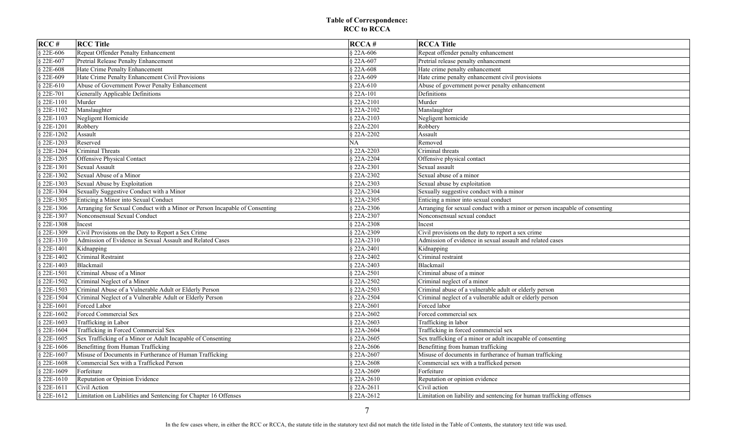# Table of Correspondence:
# RCC to RCCA

| RCC # | RCC Title | RCCA # | RCCA Title |
|---|---|---|---|
| § 22E-606 | Repeat Offender Penalty Enhancement | § 22A-606 | Repeat offender penalty enhancement |
| § 22E-607 | Pretrial Release Penalty Enhancement | § 22A-607 | Pretrial release penalty enhancement |
| § 22E-608 | Hate Crime Penalty Enhancement | § 22A-608 | Hate crime penalty enhancement |
| § 22E-609 | Hate Crime Penalty Enhancement Civil Provisions | § 22A-609 | Hate crime penalty enhancement civil provisions |
| § 22E-610 | Abuse of Government Power Penalty Enhancement | § 22A-610 | Abuse of government power penalty enhancement |
| § 22E-701 | Generally Applicable Definitions | § 22A-101 | Definitions |
| § 22E-1101 | Murder | § 22A-2101 | Murder |
| § 22E-1102 | Manslaughter | § 22A-2102 | Manslaughter |
| § 22E-1103 | Negligent Homicide | § 22A-2103 | Negligent homicide |
| § 22E-1201 | Robbery | § 22A-2201 | Robbery |
| § 22E-1202 | Assault | § 22A-2202 | Assault |
| § 22E-1203 | Reserved | NA | Removed |
| § 22E-1204 | Criminal Threats | § 22A-2203 | Criminal threats |
| § 22E-1205 | Offensive Physical Contact | § 22A-2204 | Offensive physical contact |
| § 22E-1301 | Sexual Assault | § 22A-2301 | Sexual assault |
| § 22E-1302 | Sexual Abuse of a Minor | § 22A-2302 | Sexual abuse of a minor |
| § 22E-1303 | Sexual Abuse by Exploitation | § 22A-2303 | Sexual abuse by exploitation |
| § 22E-1304 | Sexually Suggestive Conduct with a Minor | § 22A-2304 | Sexually suggestive conduct with a minor |
| § 22E-1305 | Enticing a Minor into Sexual Conduct | § 22A-2305 | Enticing a minor into sexual conduct |
| § 22E-1306 | Arranging for Sexual Conduct with a Minor or Person Incapable of Consenting | § 22A-2306 | Arranging for sexual conduct with a minor or person incapable of consenting |
| § 22E-1307 | Nonconsensual Sexual Conduct | § 22A-2307 | Nonconsensual sexual conduct |
| § 22E-1308 | Incest | § 22A-2308 | Incest |
| § 22E-1309 | Civil Provisions on the Duty to Report a Sex Crime | § 22A-2309 | Civil provisions on the duty to report a sex crime |
| § 22E-1310 | Admission of Evidence in Sexual Assault and Related Cases | § 22A-2310 | Admission of evidence in sexual assault and related cases |
| § 22E-1401 | Kidnapping | § 22A-2401 | Kidnapping |
| § 22E-1402 | Criminal Restraint | § 22A-2402 | Criminal restraint |
| § 22E-1403 | Blackmail | § 22A-2403 | Blackmail |
| § 22E-1501 | Criminal Abuse of a Minor | § 22A-2501 | Criminal abuse of a minor |
| § 22E-1502 | Criminal Neglect of a Minor | § 22A-2502 | Criminal neglect of a minor |
| § 22E-1503 | Criminal Abuse of a Vulnerable Adult or Elderly Person | § 22A-2503 | Criminal abuse of a vulnerable adult or elderly person |
| § 22E-1504 | Criminal Neglect of a Vulnerable Adult or Elderly Person | § 22A-2504 | Criminal neglect of a vulnerable adult or elderly person |
| § 22E-1601 | Forced Labor | § 22A-2601 | Forced labor |
| § 22E-1602 | Forced Commercial Sex | § 22A-2602 | Forced commercial sex |
| § 22E-1603 | Trafficking in Labor | § 22A-2603 | Trafficking in labor |
| § 22E-1604 | Trafficking in Forced Commercial Sex | § 22A-2604 | Trafficking in forced commercial sex |
| § 22E-1605 | Sex Trafficking of a Minor or Adult Incapable of Consenting | § 22A-2605 | Sex trafficking of a minor or adult incapable of consenting |
| § 22E-1606 | Benefitting from Human Trafficking | § 22A-2606 | Benefitting from human trafficking |
| § 22E-1607 | Misuse of Documents in Furtherance of Human Trafficking | § 22A-2607 | Misuse of documents in furtherance of human trafficking |
| § 22E-1608 | Commercial Sex with a Trafficked Person | § 22A-2608 | Commercial sex with a trafficked person |
| § 22E-1609 | Forfeiture | § 22A-2609 | Forfeiture |
| § 22E-1610 | Reputation or Opinion Evidence | § 22A-2610 | Reputation or opinion evidence |
| § 22E-1611 | Civil Action | § 22A-2611 | Civil action |
| § 22E-1612 | Limitation on Liabilities and Sentencing for Chapter 16 Offenses | § 22A-2612 | Limitation on liability and sentencing for human trafficking offenses |

In the few cases where, in either the RCC or RCCA, the statute title in the statutory text did not match the title listed in the Table of Contents, the statutory text title was used.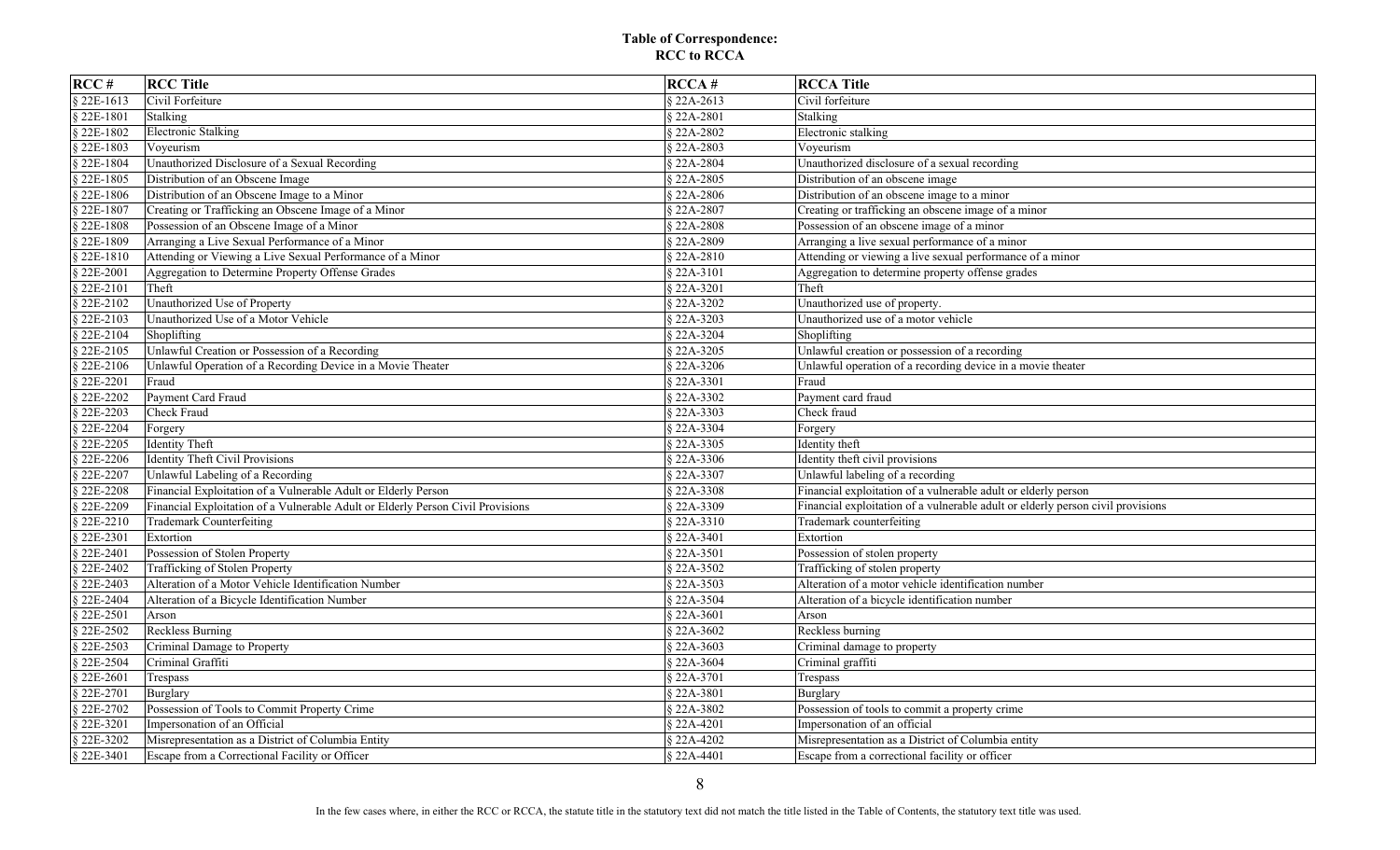**Table of Correspondence:**
**RCC to RCCA**

| RCC # | RCC Title | RCCA # | RCCA Title |
|---|---|---|---|
| § 22E-1613 | Civil Forfeiture | § 22A-2613 | Civil forfeiture |
| § 22E-1801 | Stalking | § 22A-2801 | Stalking |
| § 22E-1802 | Electronic Stalking | § 22A-2802 | Electronic stalking |
| § 22E-1803 | Voyeurism | § 22A-2803 | Voyeurism |
| § 22E-1804 | Unauthorized Disclosure of a Sexual Recording | § 22A-2804 | Unauthorized disclosure of a sexual recording |
| § 22E-1805 | Distribution of an Obscene Image | § 22A-2805 | Distribution of an obscene image |
| § 22E-1806 | Distribution of an Obscene Image to a Minor | § 22A-2806 | Distribution of an obscene image to a minor |
| § 22E-1807 | Creating or Trafficking an Obscene Image of a Minor | § 22A-2807 | Creating or trafficking an obscene image of a minor |
| § 22E-1808 | Possession of an Obscene Image of a Minor | § 22A-2808 | Possession of an obscene image of a minor |
| § 22E-1809 | Arranging a Live Sexual Performance of a Minor | § 22A-2809 | Arranging a live sexual performance of a minor |
| § 22E-1810 | Attending or Viewing a Live Sexual Performance of a Minor | § 22A-2810 | Attending or viewing a live sexual performance of a minor |
| § 22E-2001 | Aggregation to Determine Property Offense Grades | § 22A-3101 | Aggregation to determine property offense grades |
| § 22E-2101 | Theft | § 22A-3201 | Theft |
| § 22E-2102 | Unauthorized Use of Property | § 22A-3202 | Unauthorized use of property. |
| § 22E-2103 | Unauthorized Use of a Motor Vehicle | § 22A-3203 | Unauthorized use of a motor vehicle |
| § 22E-2104 | Shoplifting | § 22A-3204 | Shoplifting |
| § 22E-2105 | Unlawful Creation or Possession of a Recording | § 22A-3205 | Unlawful creation or possession of a recording |
| § 22E-2106 | Unlawful Operation of a Recording Device in a Movie Theater | § 22A-3206 | Unlawful operation of a recording device in a movie theater |
| § 22E-2201 | Fraud | § 22A-3301 | Fraud |
| § 22E-2202 | Payment Card Fraud | § 22A-3302 | Payment card fraud |
| § 22E-2203 | Check Fraud | § 22A-3303 | Check fraud |
| § 22E-2204 | Forgery | § 22A-3304 | Forgery |
| § 22E-2205 | Identity Theft | § 22A-3305 | Identity theft |
| § 22E-2206 | Identity Theft Civil Provisions | § 22A-3306 | Identity theft civil provisions |
| § 22E-2207 | Unlawful Labeling of a Recording | § 22A-3307 | Unlawful labeling of a recording |
| § 22E-2208 | Financial Exploitation of a Vulnerable Adult or Elderly Person | § 22A-3308 | Financial exploitation of a vulnerable adult or elderly person |
| § 22E-2209 | Financial Exploitation of a Vulnerable Adult or Elderly Person Civil Provisions | § 22A-3309 | Financial exploitation of a vulnerable adult or elderly person civil provisions |
| § 22E-2210 | Trademark Counterfeiting | § 22A-3310 | Trademark counterfeiting |
| § 22E-2301 | Extortion | § 22A-3401 | Extortion |
| § 22E-2401 | Possession of Stolen Property | § 22A-3501 | Possession of stolen property |
| § 22E-2402 | Trafficking of Stolen Property | § 22A-3502 | Trafficking of stolen property |
| § 22E-2403 | Alteration of a Motor Vehicle Identification Number | § 22A-3503 | Alteration of a motor vehicle identification number |
| § 22E-2404 | Alteration of a Bicycle Identification Number | § 22A-3504 | Alteration of a bicycle identification number |
| § 22E-2501 | Arson | § 22A-3601 | Arson |
| § 22E-2502 | Reckless Burning | § 22A-3602 | Reckless burning |
| § 22E-2503 | Criminal Damage to Property | § 22A-3603 | Criminal damage to property |
| § 22E-2504 | Criminal Graffiti | § 22A-3604 | Criminal graffiti |
| § 22E-2601 | Trespass | § 22A-3701 | Trespass |
| § 22E-2701 | Burglary | § 22A-3801 | Burglary |
| § 22E-2702 | Possession of Tools to Commit Property Crime | § 22A-3802 | Possession of tools to commit a property crime |
| § 22E-3201 | Impersonation of an Official | § 22A-4201 | Impersonation of an official |
| § 22E-3202 | Misrepresentation as a District of Columbia Entity | § 22A-4202 | Misrepresentation as a District of Columbia entity |
| § 22E-3401 | Escape from a Correctional Facility or Officer | § 22A-4401 | Escape from a correctional facility or officer |

In the few cases where, in either the RCC or RCCA, the statute title in the statutory text did not match the title listed in the Table of Contents, the statutory text title was used.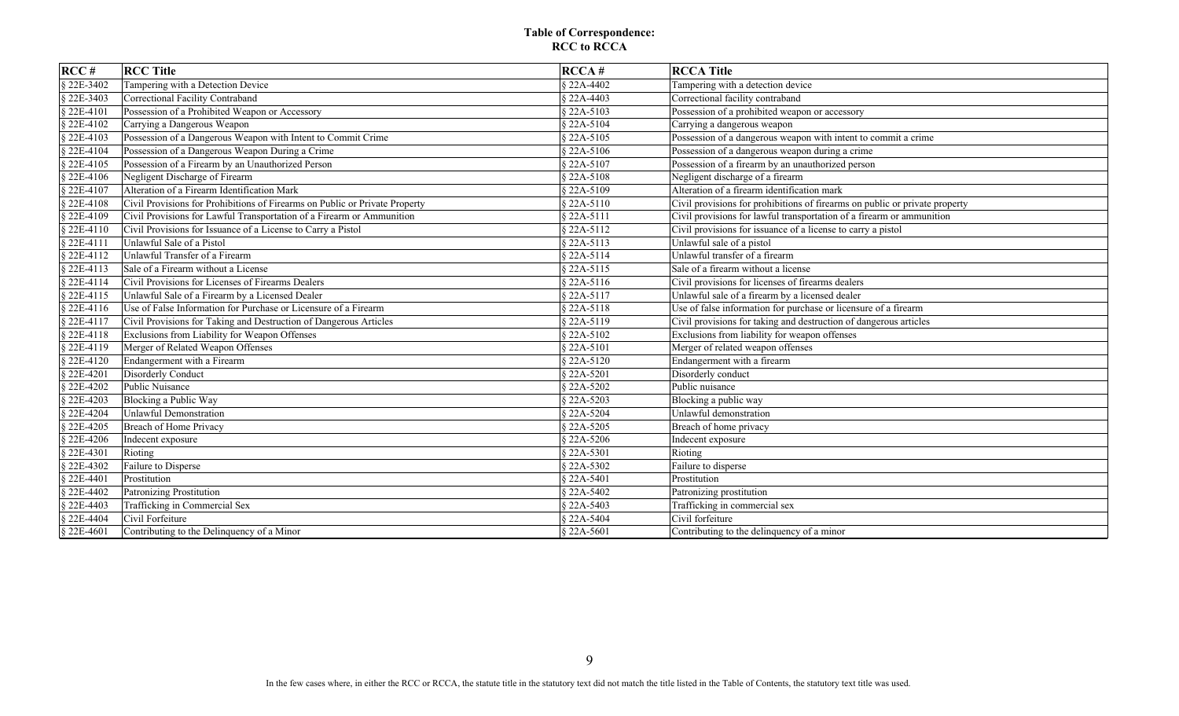**Table of Correspondence:**
**RCC to RCCA**

| RCC # | RCC Title | RCCA # | RCCA Title |
|---|---|---|---|
| § 22E-3402 | Tampering with a Detection Device | § 22A-4402 | Tampering with a detection device |
| § 22E-3403 | Correctional Facility Contraband | § 22A-4403 | Correctional facility contraband |
| § 22E-4101 | Possession of a Prohibited Weapon or Accessory | § 22A-5103 | Possession of a prohibited weapon or accessory |
| § 22E-4102 | Carrying a Dangerous Weapon | § 22A-5104 | Carrying a dangerous weapon |
| § 22E-4103 | Possession of a Dangerous Weapon with Intent to Commit Crime | § 22A-5105 | Possession of a dangerous weapon with intent to commit a crime |
| § 22E-4104 | Possession of a Dangerous Weapon During a Crime | § 22A-5106 | Possession of a dangerous weapon during a crime |
| § 22E-4105 | Possession of a Firearm by an Unauthorized Person | § 22A-5107 | Possession of a firearm by an unauthorized person |
| § 22E-4106 | Negligent Discharge of Firearm | § 22A-5108 | Negligent discharge of a firearm |
| § 22E-4107 | Alteration of a Firearm Identification Mark | § 22A-5109 | Alteration of a firearm identification mark |
| § 22E-4108 | Civil Provisions for Prohibitions of Firearms on Public or Private Property | § 22A-5110 | Civil provisions for prohibitions of firearms on public or private property |
| § 22E-4109 | Civil Provisions for Lawful Transportation of a Firearm or Ammunition | § 22A-5111 | Civil provisions for lawful transportation of a firearm or ammunition |
| § 22E-4110 | Civil Provisions for Issuance of a License to Carry a Pistol | § 22A-5112 | Civil provisions for issuance of a license to carry a pistol |
| § 22E-4111 | Unlawful Sale of a Pistol | § 22A-5113 | Unlawful sale of a pistol |
| § 22E-4112 | Unlawful Transfer of a Firearm | § 22A-5114 | Unlawful transfer of a firearm |
| § 22E-4113 | Sale of a Firearm without a License | § 22A-5115 | Sale of a firearm without a license |
| § 22E-4114 | Civil Provisions for Licenses of Firearms Dealers | § 22A-5116 | Civil provisions for licenses of firearms dealers |
| § 22E-4115 | Unlawful Sale of a Firearm by a Licensed Dealer | § 22A-5117 | Unlawful sale of a firearm by a licensed dealer |
| § 22E-4116 | Use of False Information for Purchase or Licensure of a Firearm | § 22A-5118 | Use of false information for purchase or licensure of a firearm |
| § 22E-4117 | Civil Provisions for Taking and Destruction of Dangerous Articles | § 22A-5119 | Civil provisions for taking and destruction of dangerous articles |
| § 22E-4118 | Exclusions from Liability for Weapon Offenses | § 22A-5102 | Exclusions from liability for weapon offenses |
| § 22E-4119 | Merger of Related Weapon Offenses | § 22A-5101 | Merger of related weapon offenses |
| § 22E-4120 | Endangerment with a Firearm | § 22A-5120 | Endangerment with a firearm |
| § 22E-4201 | Disorderly Conduct | § 22A-5201 | Disorderly conduct |
| § 22E-4202 | Public Nuisance | § 22A-5202 | Public nuisance |
| § 22E-4203 | Blocking a Public Way | § 22A-5203 | Blocking a public way |
| § 22E-4204 | Unlawful Demonstration | § 22A-5204 | Unlawful demonstration |
| § 22E-4205 | Breach of Home Privacy | § 22A-5205 | Breach of home privacy |
| § 22E-4206 | Indecent exposure | § 22A-5206 | Indecent exposure |
| § 22E-4301 | Rioting | § 22A-5301 | Rioting |
| § 22E-4302 | Failure to Disperse | § 22A-5302 | Failure to disperse |
| § 22E-4401 | Prostitution | § 22A-5401 | Prostitution |
| § 22E-4402 | Patronizing Prostitution | § 22A-5402 | Patronizing prostitution |
| § 22E-4403 | Trafficking in Commercial Sex | § 22A-5403 | Trafficking in commercial sex |
| § 22E-4404 | Civil Forfeiture | § 22A-5404 | Civil forfeiture |
| § 22E-4601 | Contributing to the Delinquency of a Minor | § 22A-5601 | Contributing to the delinquency of a minor |

In the few cases where, in either the RCC or RCCA, the statute title in the statutory text did not match the title listed in the Table of Contents, the statutory text title was used.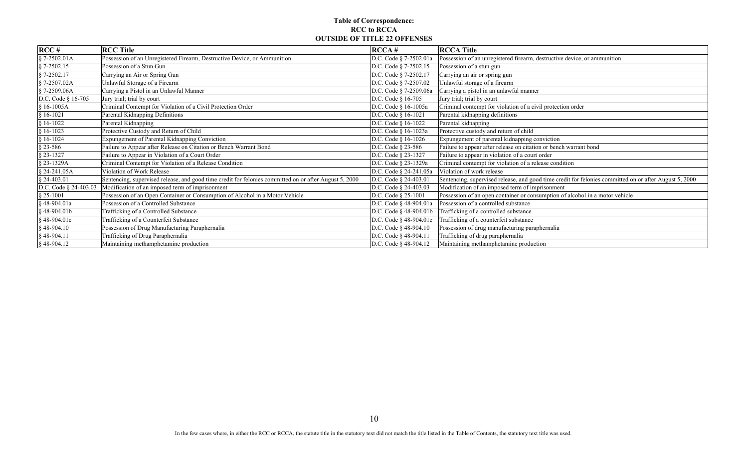**Table of Correspondence:**
**RCC to RCCA**
**OUTSIDE OF TITLE 22 OFFENSES**

| RCC # | RCC Title | RCCA # | RCCA Title |
|---|---|---|---|
| § 7-2502.01A | Possession of an Unregistered Firearm, Destructive Device, or Ammunition | D.C. Code § 7-2502.01a | Possession of an unregistered firearm, destructive device, or ammunition |
| § 7-2502.15 | Possession of a Stun Gun | D.C. Code § 7-2502.15 | Possession of a stun gun |
| § 7-2502.17 | Carrying an Air or Spring Gun | D.C. Code § 7-2502.17 | Carrying an air or spring gun |
| § 7-2507.02A | Unlawful Storage of a Firearm | D.C. Code § 7-2507.02 | Unlawful storage of a firearm |
| § 7-2509.06A | Carrying a Pistol in an Unlawful Manner | D.C. Code § 7-2509.06a | Carrying a pistol in an unlawful manner |
| D.C. Code § 16-705 | Jury trial; trial by court | D.C. Code § 16-705 | Jury trial; trial by court |
| § 16-1005A | Criminal Contempt for Violation of a Civil Protection Order | D.C. Code § 16-1005a | Criminal contempt for violation of a civil protection order |
| § 16-1021 | Parental Kidnapping Definitions | D.C. Code § 16-1021 | Parental kidnapping definitions |
| § 16-1022 | Parental Kidnapping | D.C. Code § 16-1022 | Parental kidnapping |
| § 16-1023 | Protective Custody and Return of Child | D.C. Code § 16-1023a | Protective custody and return of child |
| § 16-1024 | Expungement of Parental Kidnapping Conviction | D.C. Code § 16-1026 | Expungement of parental kidnapping conviction |
| § 23-586 | Failure to Appear after Release on Citation or Bench Warrant Bond | D.C. Code § 23-586 | Failure to appear after release on citation or bench warrant bond |
| § 23-1327 | Failure to Appear in Violation of a Court Order | D.C. Code § 23-1327 | Failure to appear in violation of a court order |
| § 23-1329A | Criminal Contempt for Violation of a Release Condition | D.C. Code § 23-1329a | Criminal contempt for violation of a release condition |
| § 24-241.05A | Violation of Work Release | D.C. Code § 24-241.05a | Violation of work release |
| § 24-403.01 | Sentencing, supervised release, and good time credit for felonies committed on or after August 5, 2000 | D.C. Code § 24-403.01 | Sentencing, supervised release, and good time credit for felonies committed on or after August 5, 2000 |
| D.C. Code § 24-403.03 | Modification of an imposed term of imprisonment | D.C. Code § 24-403.03 | Modification of an imposed term of imprisonment |
| § 25-1001 | Possession of an Open Container or Consumption of Alcohol in a Motor Vehicle | D.C. Code § 25-1001 | Possession of an open container or consumption of alcohol in a motor vehicle |
| § 48-904.01a | Possession of a Controlled Substance | D.C. Code § 48-904.01a | Possession of a controlled substance |
| § 48-904.01b | Trafficking of a Controlled Substance | D.C. Code § 48-904.01b | Trafficking of a controlled substance |
| § 48-904.01c | Trafficking of a Counterfeit Substance | D.C. Code § 48-904.01c | Trafficking of a counterfeit substance |
| § 48-904.10 | Possession of Drug Manufacturing Paraphernalia | D.C. Code § 48-904.10 | Possession of drug manufacturing paraphernalia |
| § 48-904.11 | Trafficking of Drug Paraphernalia | D.C. Code § 48-904.11 | Trafficking of drug paraphernalia |
| § 48-904.12 | Maintaining methamphetamine production | D.C. Code § 48-904.12 | Maintaining methamphetamine production |

In the few cases where, in either the RCC or RCCA, the statute title in the statutory text did not match the title listed in the Table of Contents, the statutory text title was used.